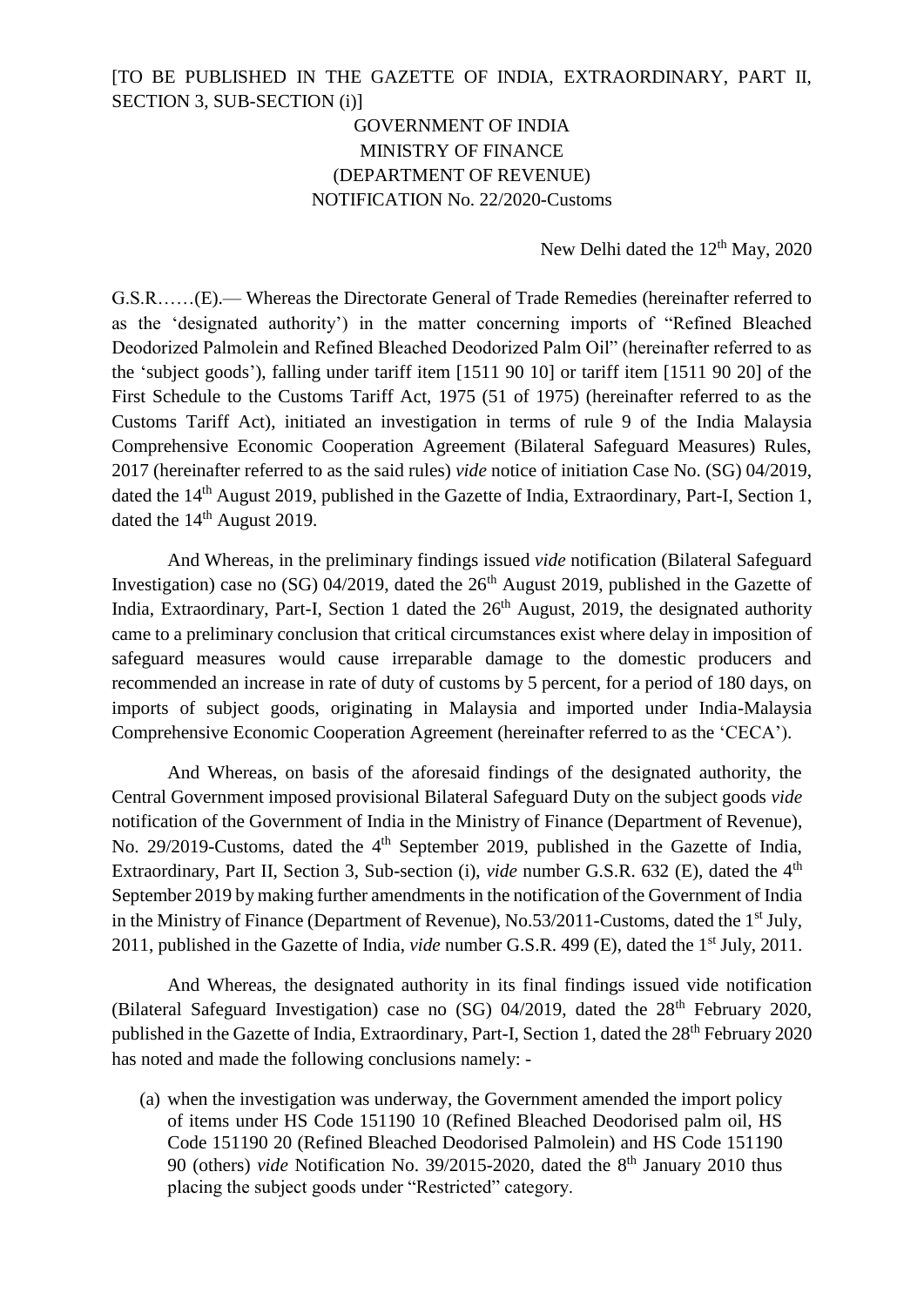[TO BE PUBLISHED IN THE GAZETTE OF INDIA, EXTRAORDINARY, PART II, SECTION 3, SUB-SECTION (i)]

GOVERNMENT OF INDIA
MINISTRY OF FINANCE
(DEPARTMENT OF REVENUE)
NOTIFICATION No. 22/2020-Customs

New Delhi dated the 12th May, 2020

G.S.R……(E).— Whereas the Directorate General of Trade Remedies (hereinafter referred to as the 'designated authority') in the matter concerning imports of "Refined Bleached Deodorized Palmolein and Refined Bleached Deodorized Palm Oil" (hereinafter referred to as the 'subject goods'), falling under tariff item [1511 90 10] or tariff item [1511 90 20] of the First Schedule to the Customs Tariff Act, 1975 (51 of 1975) (hereinafter referred to as the Customs Tariff Act), initiated an investigation in terms of rule 9 of the India Malaysia Comprehensive Economic Cooperation Agreement (Bilateral Safeguard Measures) Rules, 2017 (hereinafter referred to as the said rules) *vide* notice of initiation Case No. (SG) 04/2019, dated the 14th August 2019, published in the Gazette of India, Extraordinary, Part-I, Section 1, dated the 14th August 2019.

And Whereas, in the preliminary findings issued *vide* notification (Bilateral Safeguard Investigation) case no (SG) 04/2019, dated the 26th August 2019, published in the Gazette of India, Extraordinary, Part-I, Section 1 dated the 26th August, 2019, the designated authority came to a preliminary conclusion that critical circumstances exist where delay in imposition of safeguard measures would cause irreparable damage to the domestic producers and recommended an increase in rate of duty of customs by 5 percent, for a period of 180 days, on imports of subject goods, originating in Malaysia and imported under India-Malaysia Comprehensive Economic Cooperation Agreement (hereinafter referred to as the 'CECA').

And Whereas, on basis of the aforesaid findings of the designated authority, the Central Government imposed provisional Bilateral Safeguard Duty on the subject goods *vide* notification of the Government of India in the Ministry of Finance (Department of Revenue), No. 29/2019-Customs, dated the 4th September 2019, published in the Gazette of India, Extraordinary, Part II, Section 3, Sub-section (i), *vide* number G.S.R. 632 (E), dated the 4th September 2019 by making further amendments in the notification of the Government of India in the Ministry of Finance (Department of Revenue), No.53/2011-Customs, dated the 1st July, 2011, published in the Gazette of India, *vide* number G.S.R. 499 (E), dated the 1st July, 2011.

And Whereas, the designated authority in its final findings issued vide notification (Bilateral Safeguard Investigation) case no (SG) 04/2019, dated the 28th February 2020, published in the Gazette of India, Extraordinary, Part-I, Section 1, dated the 28th February 2020 has noted and made the following conclusions namely: -

(a) when the investigation was underway, the Government amended the import policy of items under HS Code 151190 10 (Refined Bleached Deodorised palm oil, HS Code 151190 20 (Refined Bleached Deodorised Palmolein) and HS Code 151190 90 (others) *vide* Notification No. 39/2015-2020, dated the 8th January 2010 thus placing the subject goods under "Restricted" category.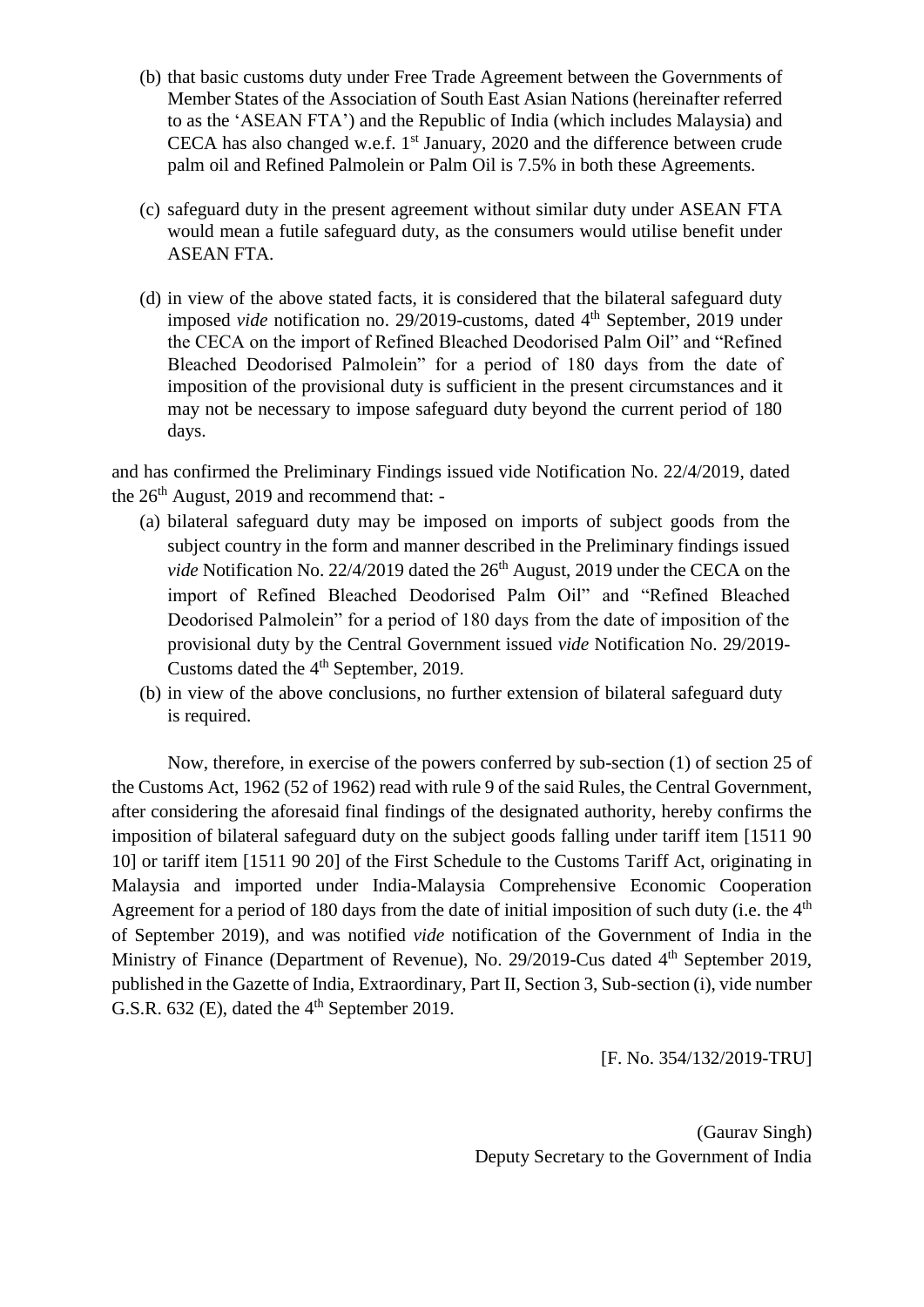(b) that basic customs duty under Free Trade Agreement between the Governments of Member States of the Association of South East Asian Nations (hereinafter referred to as the 'ASEAN FTA') and the Republic of India (which includes Malaysia) and CECA has also changed w.e.f. 1st January, 2020 and the difference between crude palm oil and Refined Palmolein or Palm Oil is 7.5% in both these Agreements.

(c) safeguard duty in the present agreement without similar duty under ASEAN FTA would mean a futile safeguard duty, as the consumers would utilise benefit under ASEAN FTA.

(d) in view of the above stated facts, it is considered that the bilateral safeguard duty imposed *vide* notification no. 29/2019-customs, dated 4th September, 2019 under the CECA on the import of Refined Bleached Deodorised Palm Oil" and "Refined Bleached Deodorised Palmolein" for a period of 180 days from the date of imposition of the provisional duty is sufficient in the present circumstances and it may not be necessary to impose safeguard duty beyond the current period of 180 days.

and has confirmed the Preliminary Findings issued vide Notification No. 22/4/2019, dated the 26th August, 2019 and recommend that: -

(a) bilateral safeguard duty may be imposed on imports of subject goods from the subject country in the form and manner described in the Preliminary findings issued *vide* Notification No. 22/4/2019 dated the 26th August, 2019 under the CECA on the import of Refined Bleached Deodorised Palm Oil" and "Refined Bleached Deodorised Palmolein" for a period of 180 days from the date of imposition of the provisional duty by the Central Government issued *vide* Notification No. 29/2019-Customs dated the 4th September, 2019.

(b) in view of the above conclusions, no further extension of bilateral safeguard duty is required.

Now, therefore, in exercise of the powers conferred by sub-section (1) of section 25 of the Customs Act, 1962 (52 of 1962) read with rule 9 of the said Rules, the Central Government, after considering the aforesaid final findings of the designated authority, hereby confirms the imposition of bilateral safeguard duty on the subject goods falling under tariff item [1511 90 10] or tariff item [1511 90 20] of the First Schedule to the Customs Tariff Act, originating in Malaysia and imported under India-Malaysia Comprehensive Economic Cooperation Agreement for a period of 180 days from the date of initial imposition of such duty (i.e. the 4th of September 2019), and was notified *vide* notification of the Government of India in the Ministry of Finance (Department of Revenue), No. 29/2019-Cus dated 4th September 2019, published in the Gazette of India, Extraordinary, Part II, Section 3, Sub-section (i), vide number G.S.R. 632 (E), dated the 4th September 2019.

[F. No. 354/132/2019-TRU]

(Gaurav Singh)
Deputy Secretary to the Government of India